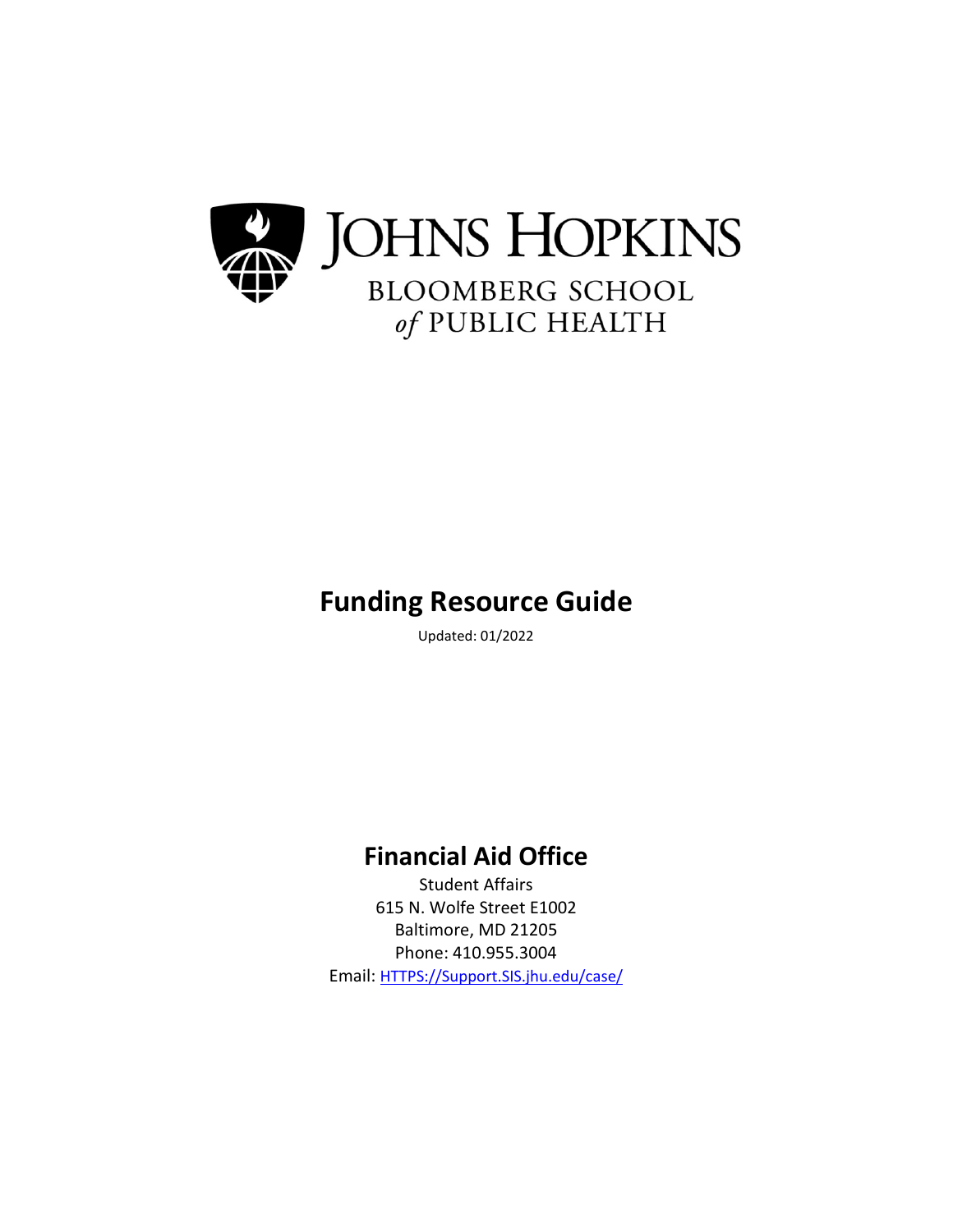JOHNS HOPKINS

BLOOMBERG SCHOOL *of* PUBLIC HEALTH

# Funding Resource Guide

Updated: 01/2022

## Financial Aid Office

Student Affairs
615 N. Wolfe Street E1002
Baltimore, MD 21205
Phone: 410.955.3004
Email: [HTTPS://Support.SIS.jhu.edu/case/](HTTPS://Support.SIS.jhu.edu/case/)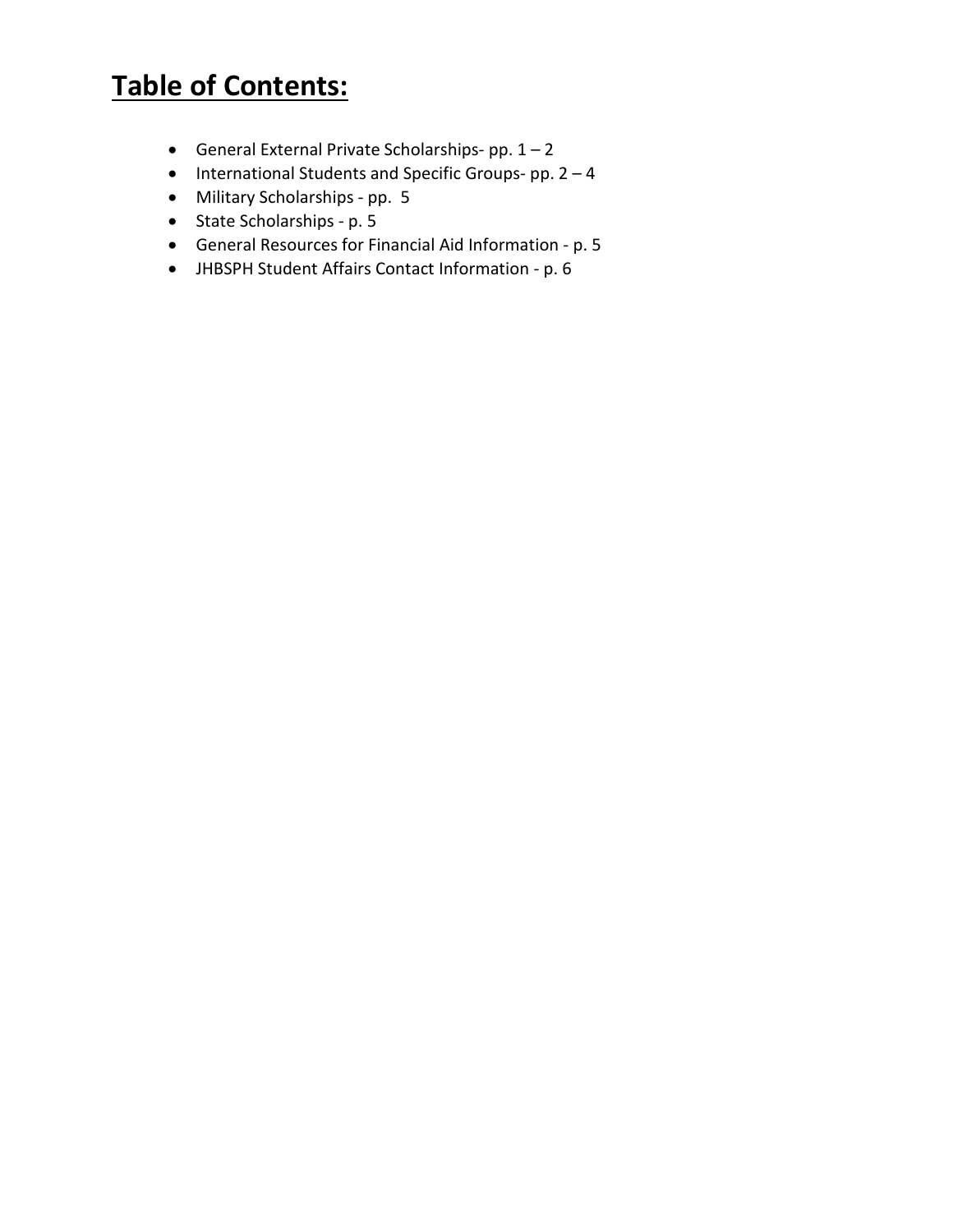# **Table of Contents:**

- General External Private Scholarships- pp. 1 – 2
- International Students and Specific Groups- pp. 2 – 4
- Military Scholarships - pp. 5
- State Scholarships - p. 5
- General Resources for Financial Aid Information - p. 5
- JHBSPH Student Affairs Contact Information - p. 6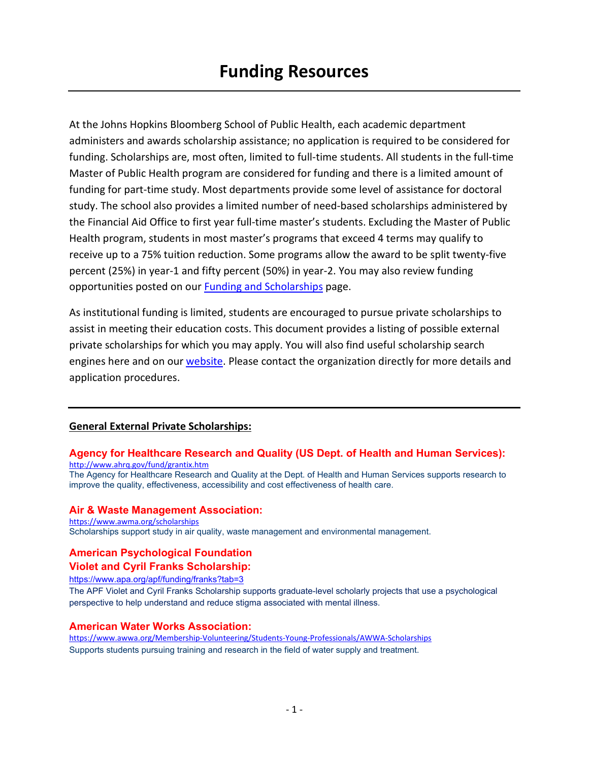# Funding Resources

At the Johns Hopkins Bloomberg School of Public Health, each academic department administers and awards scholarship assistance; no application is required to be considered for funding. Scholarships are, most often, limited to full-time students. All students in the full-time Master of Public Health program are considered for funding and there is a limited amount of funding for part-time study. Most departments provide some level of assistance for doctoral study. The school also provides a limited number of need-based scholarships administered by the Financial Aid Office to first year full-time master's students. Excluding the Master of Public Health program, students in most master's programs that exceed 4 terms may qualify to receive up to a 75% tuition reduction. Some programs allow the award to be split twenty-five percent (25%) in year-1 and fifty percent (50%) in year-2. You may also review funding opportunities posted on our Funding and Scholarships page.

As institutional funding is limited, students are encouraged to pursue private scholarships to assist in meeting their education costs. This document provides a listing of possible external private scholarships for which you may apply. You will also find useful scholarship search engines here and on our website. Please contact the organization directly for more details and application procedures.

---

## General External Private Scholarships:

### Agency for Healthcare Research and Quality (US Dept. of Health and Human Services):

http://www.ahrq.gov/fund/grantix.htm

The Agency for Healthcare Research and Quality at the Dept. of Health and Human Services supports research to improve the quality, effectiveness, accessibility and cost effectiveness of health care.

### Air & Waste Management Association:

https://www.awma.org/scholarships

Scholarships support study in air quality, waste management and environmental management.

### American Psychological Foundation Violet and Cyril Franks Scholarship:

https://www.apa.org/apf/funding/franks?tab=3

The APF Violet and Cyril Franks Scholarship supports graduate-level scholarly projects that use a psychological perspective to help understand and reduce stigma associated with mental illness.

### American Water Works Association:

https://www.awwa.org/Membership-Volunteering/Students-Young-Professionals/AWWA-Scholarships

Supports students pursuing training and research in the field of water supply and treatment.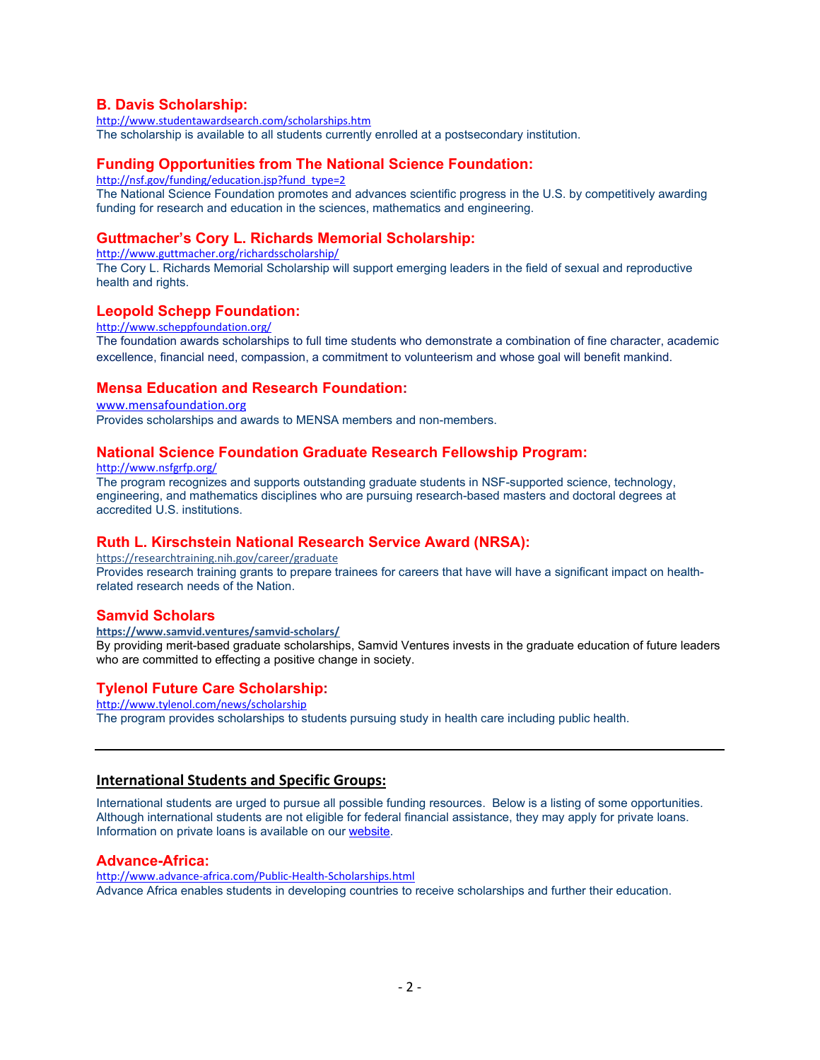### B. Davis Scholarship:

http://www.studentawardsearch.com/scholarships.htm

The scholarship is available to all students currently enrolled at a postsecondary institution.

### Funding Opportunities from The National Science Foundation:

http://nsf.gov/funding/education.jsp?fund_type=2

The National Science Foundation promotes and advances scientific progress in the U.S. by competitively awarding funding for research and education in the sciences, mathematics and engineering.

### Guttmacher's Cory L. Richards Memorial Scholarship:

http://www.guttmacher.org/richardsscholarship/

The Cory L. Richards Memorial Scholarship will support emerging leaders in the field of sexual and reproductive health and rights.

### Leopold Schepp Foundation:

http://www.scheppfoundation.org/

The foundation awards scholarships to full time students who demonstrate a combination of fine character, academic excellence, financial need, compassion, a commitment to volunteerism and whose goal will benefit mankind.

### Mensa Education and Research Foundation:

www.mensafoundation.org

Provides scholarships and awards to MENSA members and non-members.

### National Science Foundation Graduate Research Fellowship Program:

http://www.nsfgrfp.org/

The program recognizes and supports outstanding graduate students in NSF-supported science, technology, engineering, and mathematics disciplines who are pursuing research-based masters and doctoral degrees at accredited U.S. institutions.

### Ruth L. Kirschstein National Research Service Award (NRSA):

https://researchtraining.nih.gov/career/graduate

Provides research training grants to prepare trainees for careers that have will have a significant impact on health-related research needs of the Nation.

### Samvid Scholars

**https://www.samvid.ventures/samvid-scholars/**

By providing merit-based graduate scholarships, Samvid Ventures invests in the graduate education of future leaders who are committed to effecting a positive change in society.

### Tylenol Future Care Scholarship:

http://www.tylenol.com/news/scholarship

The program provides scholarships to students pursuing study in health care including public health.

---

## International Students and Specific Groups:

International students are urged to pursue all possible funding resources. Below is a listing of some opportunities. Although international students are not eligible for federal financial assistance, they may apply for private loans. Information on private loans is available on our website.

### Advance-Africa:

http://www.advance-africa.com/Public-Health-Scholarships.html

Advance Africa enables students in developing countries to receive scholarships and further their education.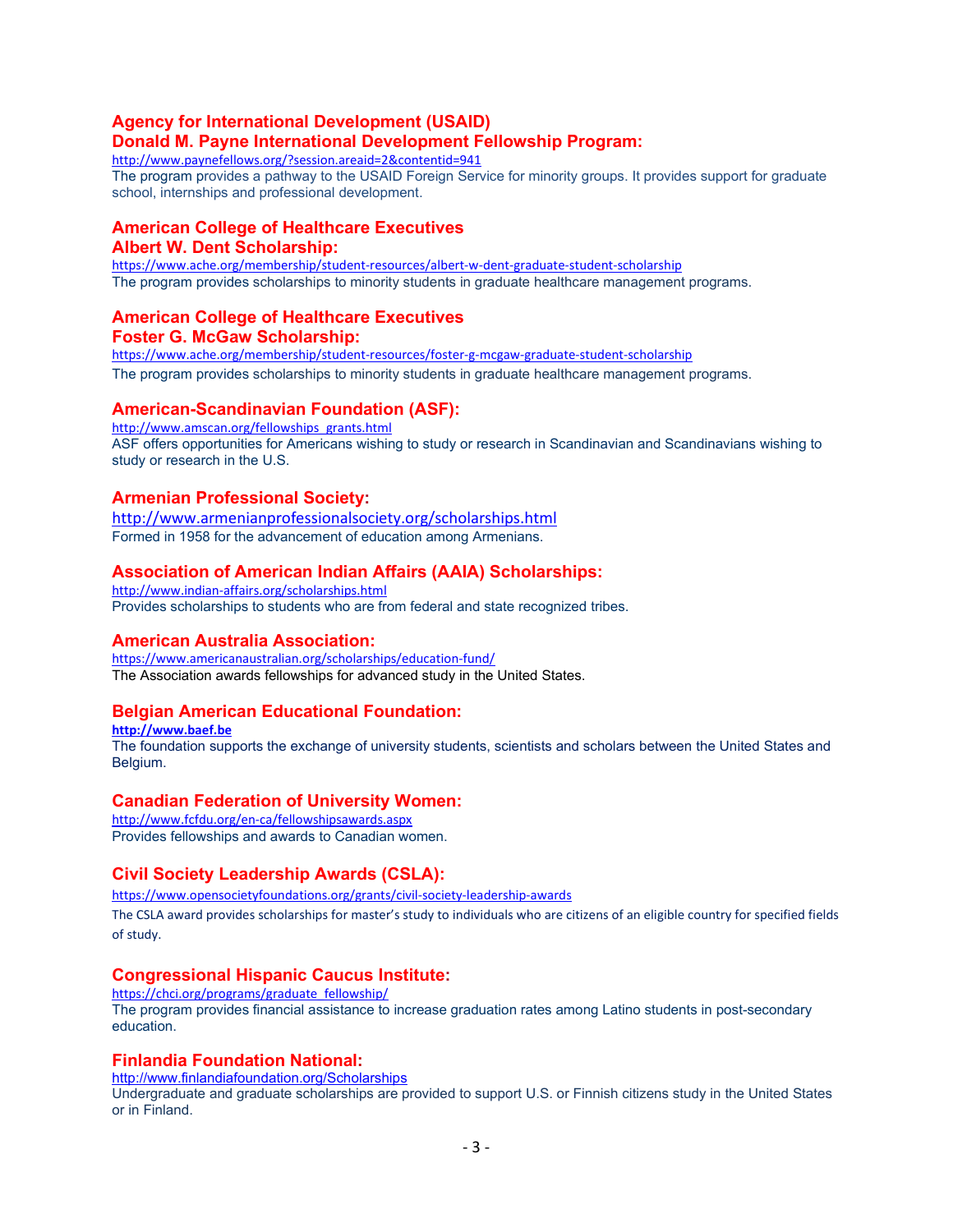## Agency for International Development (USAID) Donald M. Payne International Development Fellowship Program:

http://www.paynefellows.org/?session.areaid=2&contentid=941

The program provides a pathway to the USAID Foreign Service for minority groups. It provides support for graduate school, internships and professional development.

## American College of Healthcare Executives Albert W. Dent Scholarship:

https://www.ache.org/membership/student-resources/albert-w-dent-graduate-student-scholarship

The program provides scholarships to minority students in graduate healthcare management programs.

## American College of Healthcare Executives Foster G. McGaw Scholarship:

https://www.ache.org/membership/student-resources/foster-g-mcgaw-graduate-student-scholarship

The program provides scholarships to minority students in graduate healthcare management programs.

## American-Scandinavian Foundation (ASF):

http://www.amscan.org/fellowships_grants.html

ASF offers opportunities for Americans wishing to study or research in Scandinavian and Scandinavians wishing to study or research in the U.S.

## Armenian Professional Society:

http://www.armenianprofessionalsociety.org/scholarships.html

Formed in 1958 for the advancement of education among Armenians.

## Association of American Indian Affairs (AAIA) Scholarships:

http://www.indian-affairs.org/scholarships.html

Provides scholarships to students who are from federal and state recognized tribes.

## American Australia Association:

https://www.americanaustralian.org/scholarships/education-fund/

The Association awards fellowships for advanced study in the United States.

## Belgian American Educational Foundation:

**http://www.baef.be**

The foundation supports the exchange of university students, scientists and scholars between the United States and Belgium.

## Canadian Federation of University Women:

http://www.fcfdu.org/en-ca/fellowshipsawards.aspx

Provides fellowships and awards to Canadian women.

## Civil Society Leadership Awards (CSLA):

https://www.opensocietyfoundations.org/grants/civil-society-leadership-awards

The CSLA award provides scholarships for master's study to individuals who are citizens of an eligible country for specified fields of study.

## Congressional Hispanic Caucus Institute:

https://chci.org/programs/graduate_fellowship/

The program provides financial assistance to increase graduation rates among Latino students in post-secondary education.

## Finlandia Foundation National:

http://www.finlandiafoundation.org/Scholarships

Undergraduate and graduate scholarships are provided to support U.S. or Finnish citizens study in the United States or in Finland.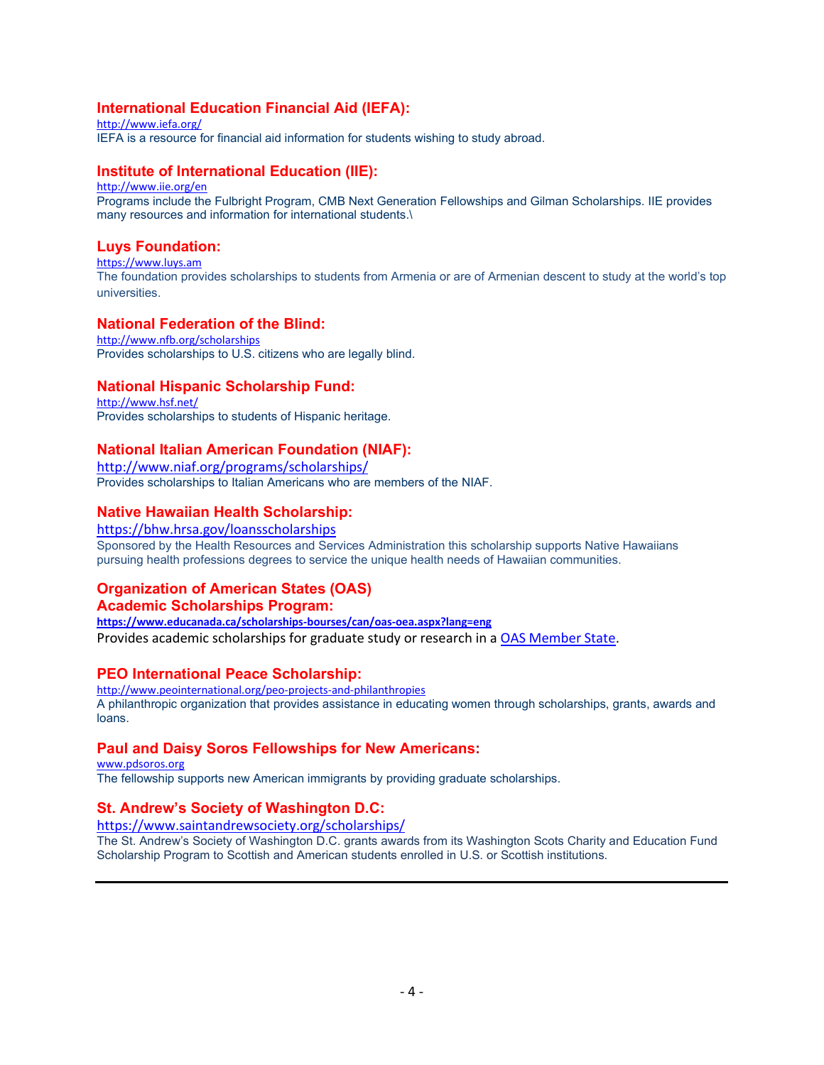### International Education Financial Aid (IEFA):

http://www.iefa.org/

IEFA is a resource for financial aid information for students wishing to study abroad.

### Institute of International Education (IIE):

http://www.iie.org/en

Programs include the Fulbright Program, CMB Next Generation Fellowships and Gilman Scholarships. IIE provides many resources and information for international students.\

### Luys Foundation:

https://www.luys.am

The foundation provides scholarships to students from Armenia or are of Armenian descent to study at the world's top universities.

### National Federation of the Blind:

http://www.nfb.org/scholarships

Provides scholarships to U.S. citizens who are legally blind.

### National Hispanic Scholarship Fund:

http://www.hsf.net/

Provides scholarships to students of Hispanic heritage.

### National Italian American Foundation (NIAF):

http://www.niaf.org/programs/scholarships/

Provides scholarships to Italian Americans who are members of the NIAF.

### Native Hawaiian Health Scholarship:

https://bhw.hrsa.gov/loansscholarships

Sponsored by the Health Resources and Services Administration this scholarship supports Native Hawaiians pursuing health professions degrees to service the unique health needs of Hawaiian communities.

### Organization of American States (OAS) Academic Scholarships Program:

**https://www.educanada.ca/scholarships-bourses/can/oas-oea.aspx?lang=eng**

Provides academic scholarships for graduate study or research in a OAS Member State.

### PEO International Peace Scholarship:

http://www.peointernational.org/peo-projects-and-philanthropies

A philanthropic organization that provides assistance in educating women through scholarships, grants, awards and loans.

### Paul and Daisy Soros Fellowships for New Americans:

www.pdsoros.org

The fellowship supports new American immigrants by providing graduate scholarships.

### St. Andrew's Society of Washington D.C:

https://www.saintandrewsociety.org/scholarships/

The St. Andrew's Society of Washington D.C. grants awards from its Washington Scots Charity and Education Fund Scholarship Program to Scottish and American students enrolled in U.S. or Scottish institutions.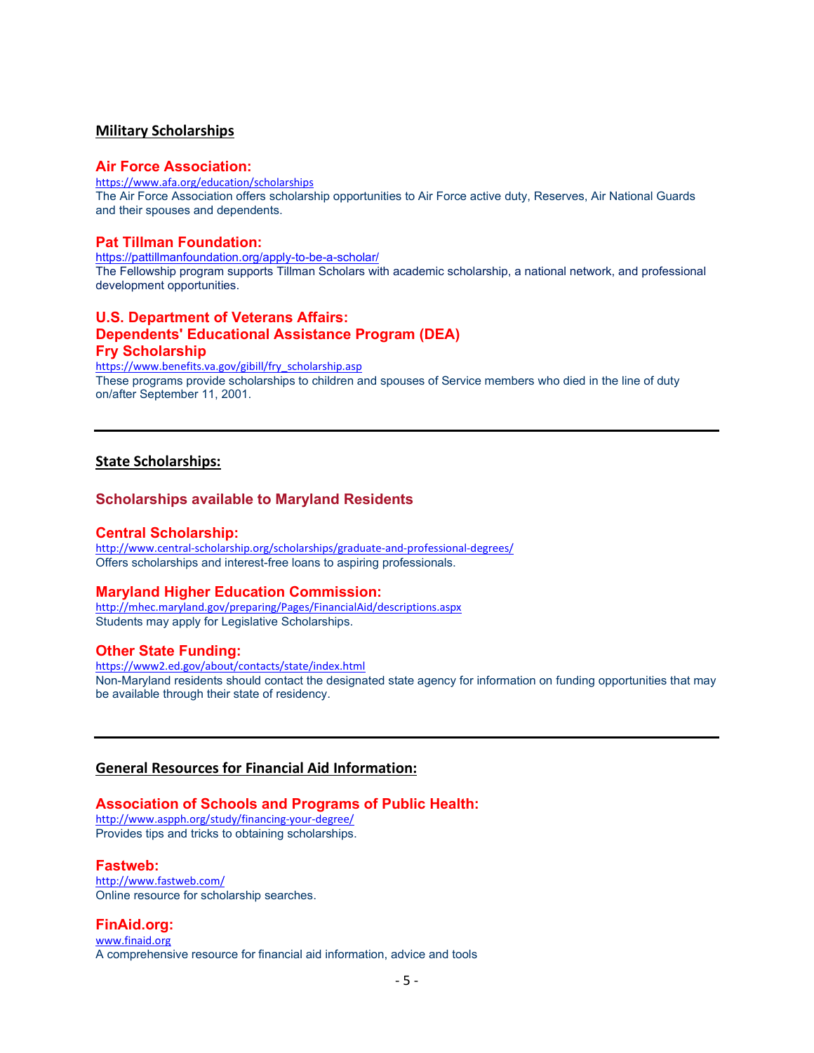## Military Scholarships

### Air Force Association:

https://www.afa.org/education/scholarships

The Air Force Association offers scholarship opportunities to Air Force active duty, Reserves, Air National Guards and their spouses and dependents.

### Pat Tillman Foundation:

https://pattillmanfoundation.org/apply-to-be-a-scholar/

The Fellowship program supports Tillman Scholars with academic scholarship, a national network, and professional development opportunities.

### U.S. Department of Veterans Affairs: Dependents' Educational Assistance Program (DEA) Fry Scholarship

https://www.benefits.va.gov/gibill/fry_scholarship.asp

These programs provide scholarships to children and spouses of Service members who died in the line of duty on/after September 11, 2001.

---

## State Scholarships:

### Scholarships available to Maryland Residents

### Central Scholarship:

http://www.central-scholarship.org/scholarships/graduate-and-professional-degrees/

Offers scholarships and interest-free loans to aspiring professionals.

### Maryland Higher Education Commission:

http://mhec.maryland.gov/preparing/Pages/FinancialAid/descriptions.aspx

Students may apply for Legislative Scholarships.

### Other State Funding:

https://www2.ed.gov/about/contacts/state/index.html

Non-Maryland residents should contact the designated state agency for information on funding opportunities that may be available through their state of residency.

---

## General Resources for Financial Aid Information:

### Association of Schools and Programs of Public Health:

http://www.aspph.org/study/financing-your-degree/

Provides tips and tricks to obtaining scholarships.

### Fastweb:

http://www.fastweb.com/

Online resource for scholarship searches.

### FinAid.org:

www.finaid.org

A comprehensive resource for financial aid information, advice and tools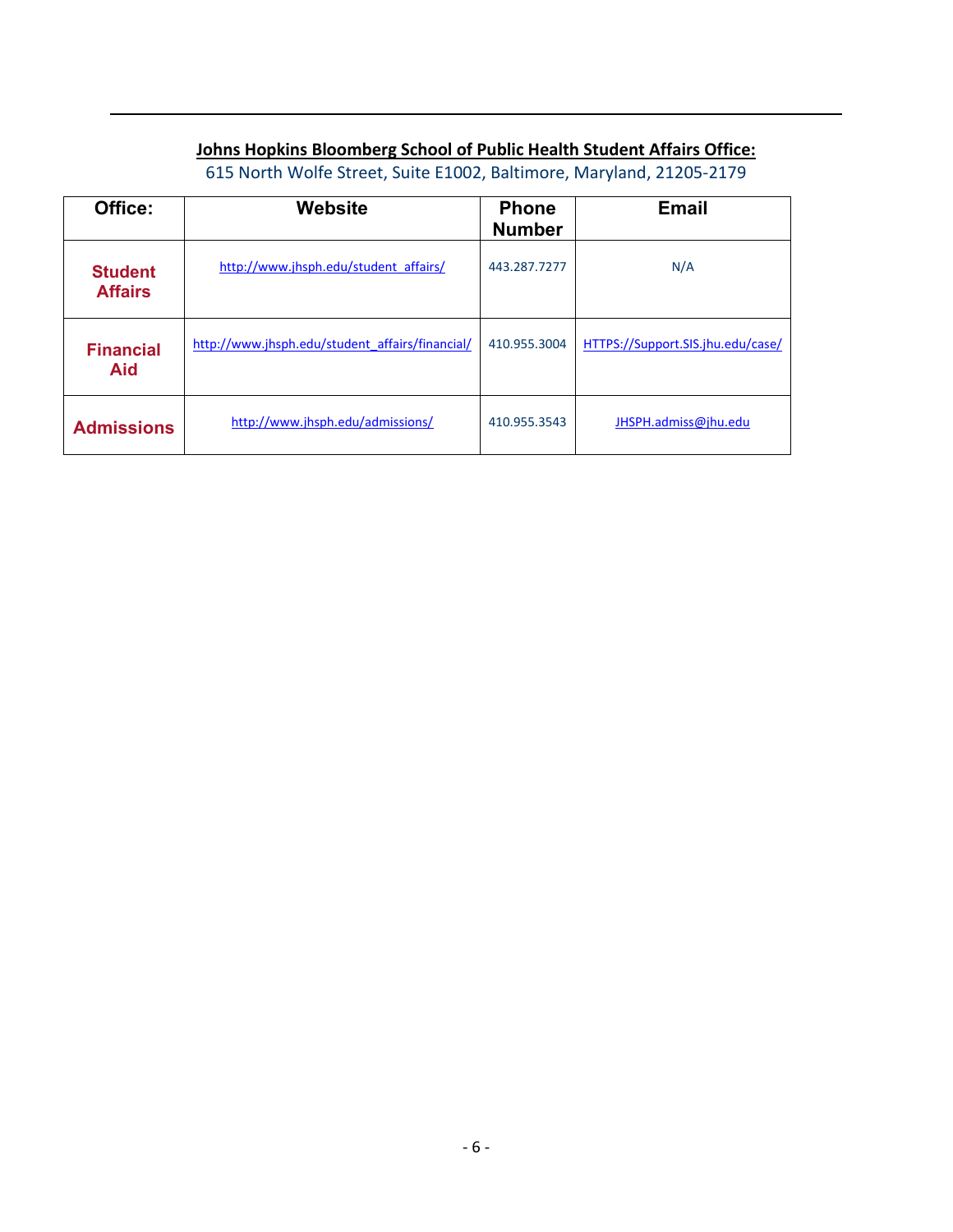**Johns Hopkins Bloomberg School of Public Health Student Affairs Office:**

615 North Wolfe Street, Suite E1002, Baltimore, Maryland, 21205-2179

| Office: | Website | Phone Number | Email |
|---|---|---|---|
| Student Affairs | http://www.jhsph.edu/student_affairs/ | 443.287.7277 | N/A |
| Financial Aid | http://www.jhsph.edu/student_affairs/financial/ | 410.955.3004 | HTTPS://Support.SIS.jhu.edu/case/ |
| Admissions | http://www.jhsph.edu/admissions/ | 410.955.3543 | JHSPH.admiss@jhu.edu |